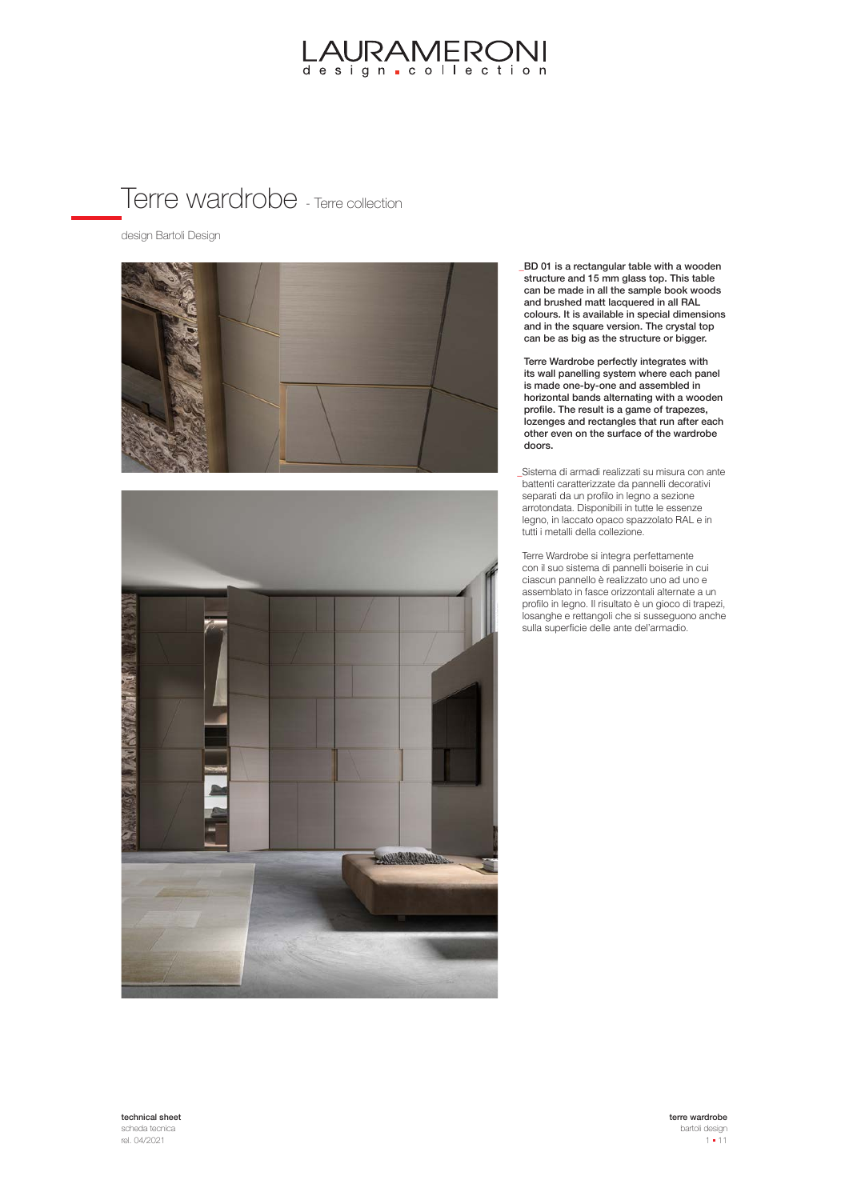# Terre wardrobe - Terre collection

design Bartoli Design

**_BD 01 is a rectangular table with a wooden structure and 15 mm glass top. This table can be made in all the sample book woods and brushed matt lacquered in all RAL colours. It is available in special dimensions and in the square version. The crystal top can be as big as the structure or bigger.**

**Terre Wardrobe perfectly integrates with its wall panelling system where each panel is made one-by-one and assembled in horizontal bands alternating with a wooden profile. The result is a game of trapezes, lozenges and rectangles that run after each other even on the surface of the wardrobe doors.**

_Sistema di armadi realizzati su misura con ante battenti caratterizzate da pannelli decorativi separati da un profilo in legno a sezione arrotondata. Disponibili in tutte le essenze legno, in laccato opaco spazzolato RAL e in tutti i metalli della collezione.

Terre Wardrobe si integra perfettamente con il suo sistema di pannelli boiserie in cui ciascun pannello è realizzato uno ad uno e assemblato in fasce orizzontali alternate a un profilo in legno. Il risultato è un gioco di trapezi, losanghe e rettangoli che si susseguono anche sulla superficie delle ante del'armadio.

**technical sheet**
scheda tecnica
rel. 04/2021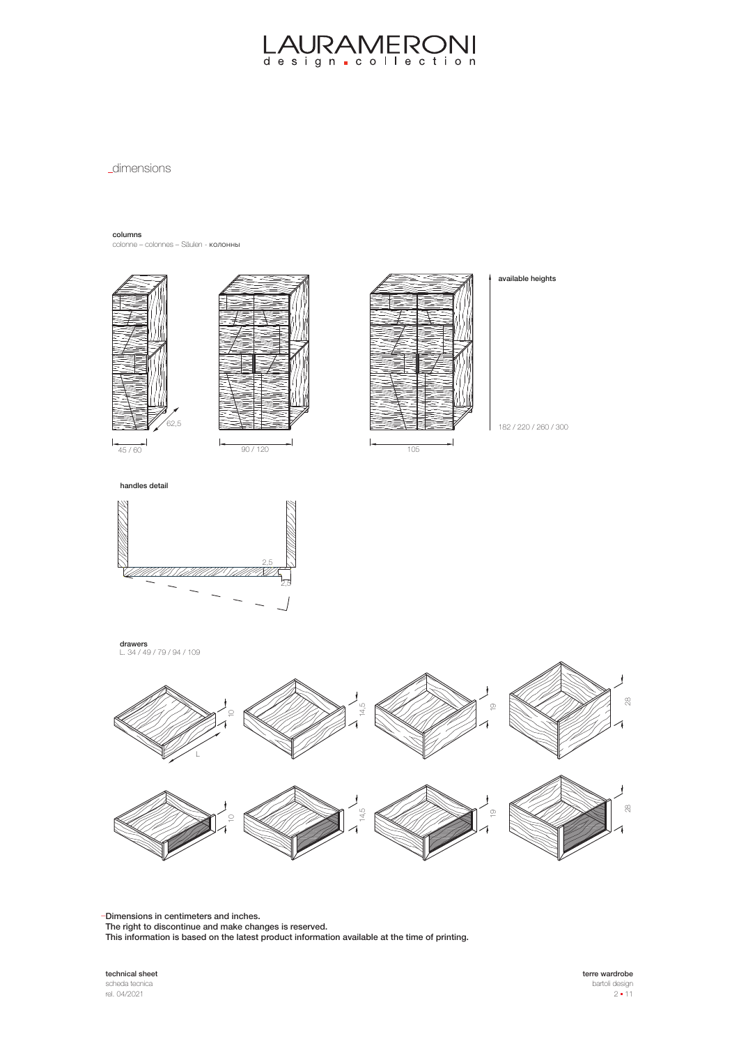## _dimensions

**columns**
colonne – colonnes – Säulen - колонны

62,5

45 / 60

90 / 120

105

**available heights**

182 / 220 / 260 / 300

**handles detail**

2,5

2,5

**drawers**
L. 34 / 49 / 79 / 94 / 109

10 &nbsp; 14,5 &nbsp; 19 &nbsp; 28

L

10 &nbsp; 14,5 &nbsp; 19 &nbsp; 28

–Dimensions in centimeters and inches.
The right to discontinue and make changes is reserved.
This information is based on the latest product information available at the time of printing.

**technical sheet**
scheda tecnica
rel. 04/2021

**terre wardrobe**
bartoli design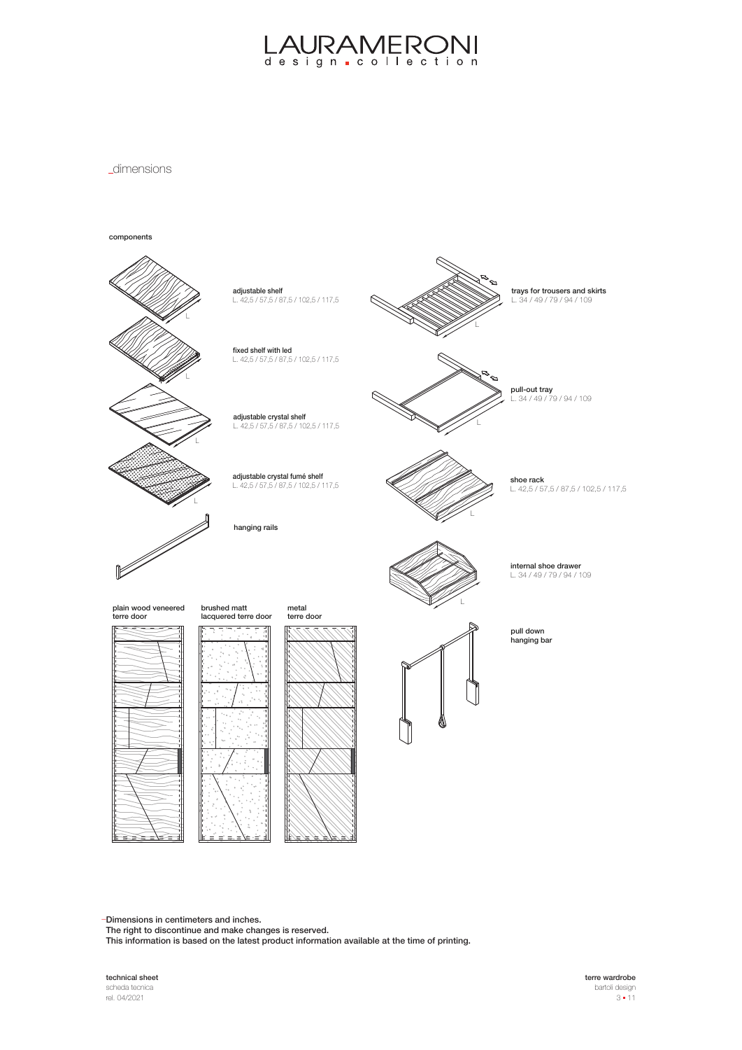_dimensions

**components**

**adjustable shelf**
L. 42,5 / 57,5 / 87,5 / 102,5 / 117,5

**fixed shelf with led**
L. 42,5 / 57,5 / 87,5 / 102,5 / 117,5

**adjustable crystal shelf**
L. 42,5 / 57,5 / 87,5 / 102,5 / 117,5

**adjustable crystal fumé shelf**
L. 42,5 / 57,5 / 87,5 / 102,5 / 117,5

**hanging rails**

**trays for trousers and skirts**
L. 34 / 49 / 79 / 94 / 109

**pull-out tray**
L. 34 / 49 / 79 / 94 / 109

**shoe rack**
L. 42,5 / 57,5 / 87,5 / 102,5 / 117,5

**internal shoe drawer**
L. 34 / 49 / 79 / 94 / 109

**pull down hanging bar**

**plain wood veneered terre door**

**brushed matt lacquered terre door**

**metal terre door**

–Dimensions in centimeters and inches.
The right to discontinue and make changes is reserved.
This information is based on the latest product information available at the time of printing.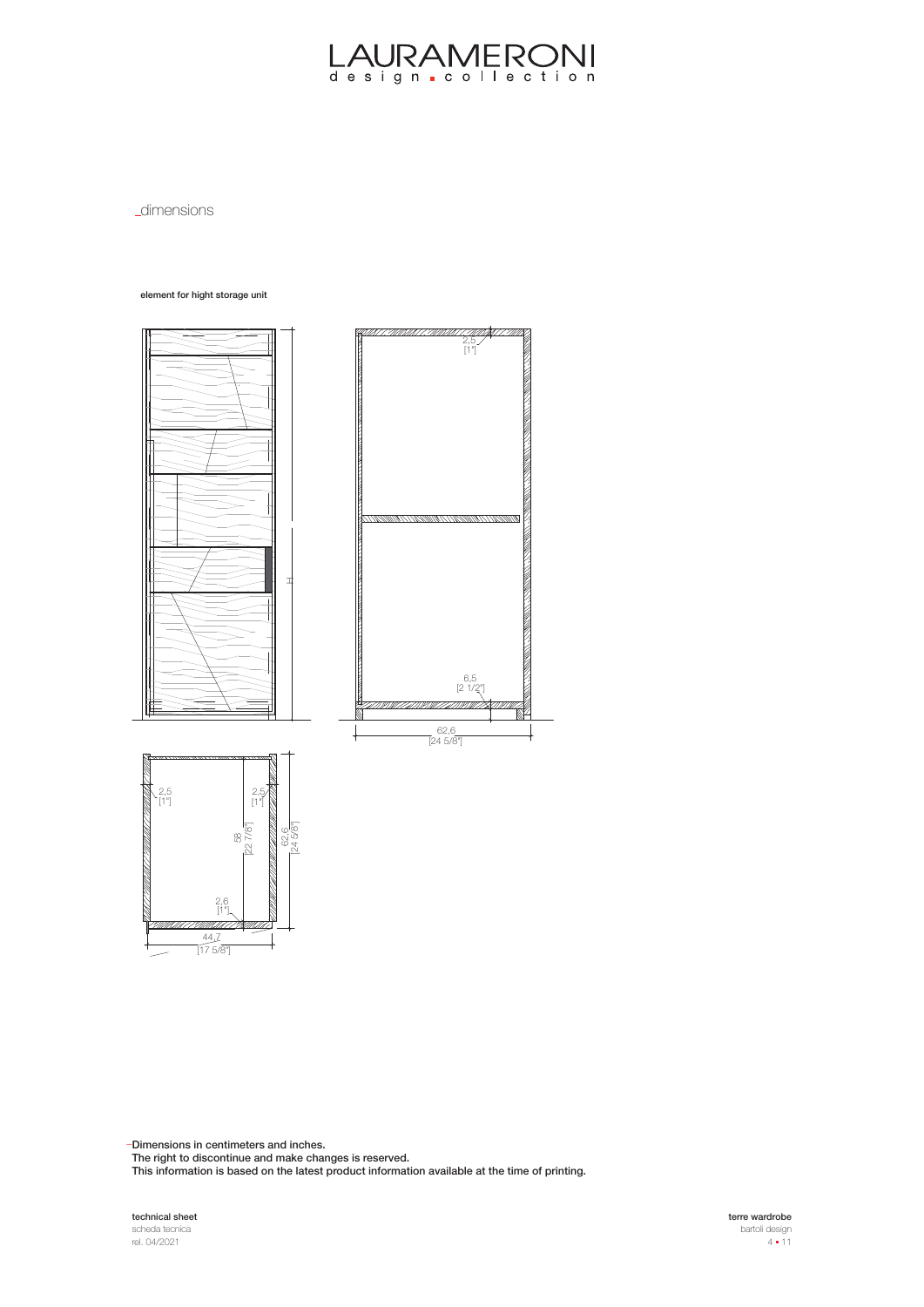_dimensions

**element for hight storage unit**

H

2,5
[1"]

6,5
[2 1/2"]

62,6
[24 5/8"]

2,5
[1"]

2,5
[1"]

58
[22 7/8"]

62,6
[24 5/8"]

2,6
[1"]

44,7
[17 5/8"]

–Dimensions in centimeters and inches.
The right to discontinue and make changes is reserved.
This information is based on the latest product information available at the time of printing.

**technical sheet**
scheda tecnica
rel. 04/2021

**terre wardrobe**
bartoli design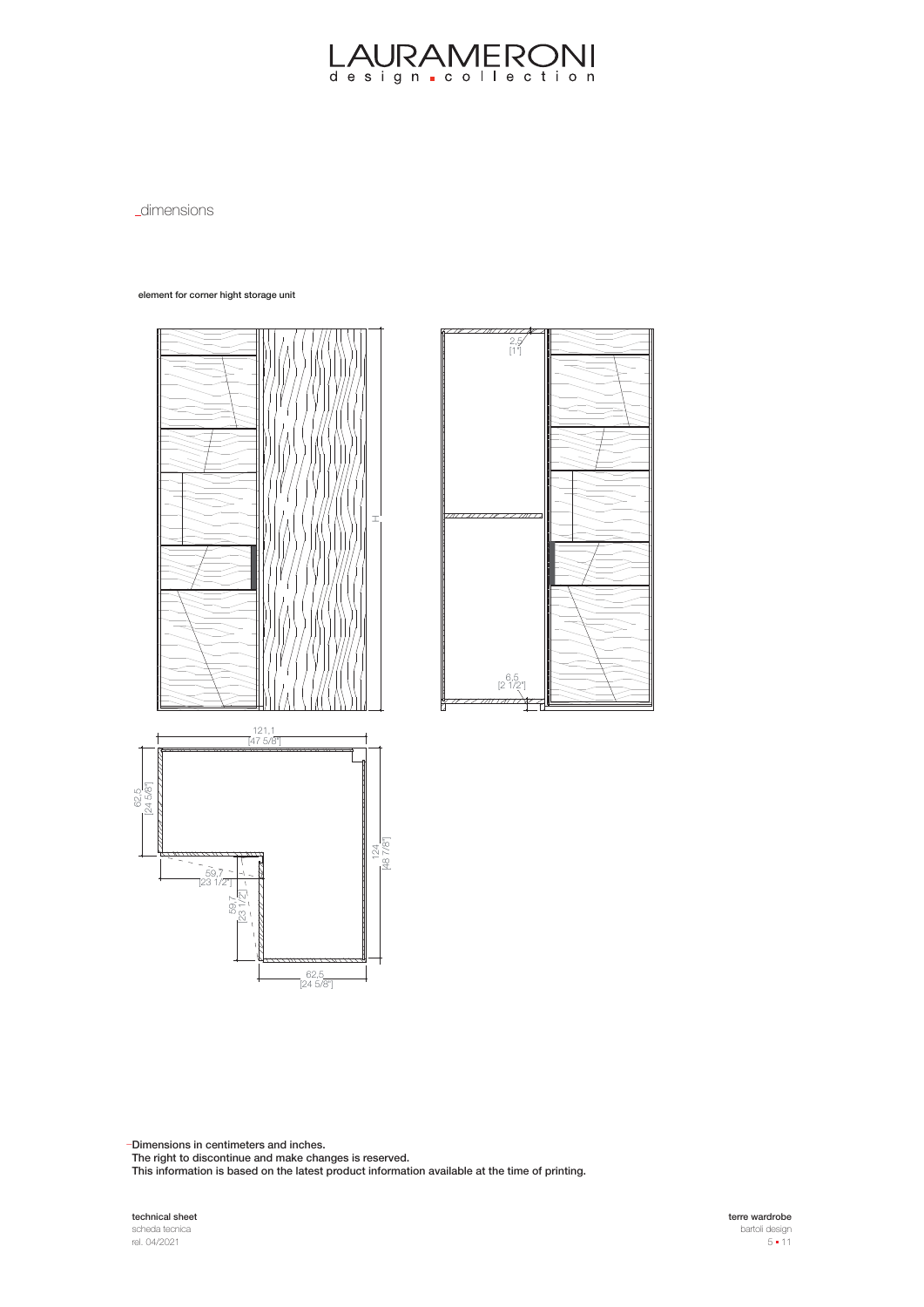# LAURAMERONI
design collection

_dimensions

**element for corner hight storage unit**

H

2,5
[1"]

6,5
[2 1/2"]

121,1
[47 5/8"]

62,5
[24 5/8"]

124
[48 7/8"]

59,7
[23 1/2"]

59,7
[23 1/2"]

62,5
[24 5/8"]

–**Dimensions in centimeters and inches.**
**The right to discontinue and make changes is reserved.**
**This information is based on the latest product information available at the time of printing.**

**technical sheet**
scheda tecnica
rel. 04/2021

**terre wardrobe**
bartoli design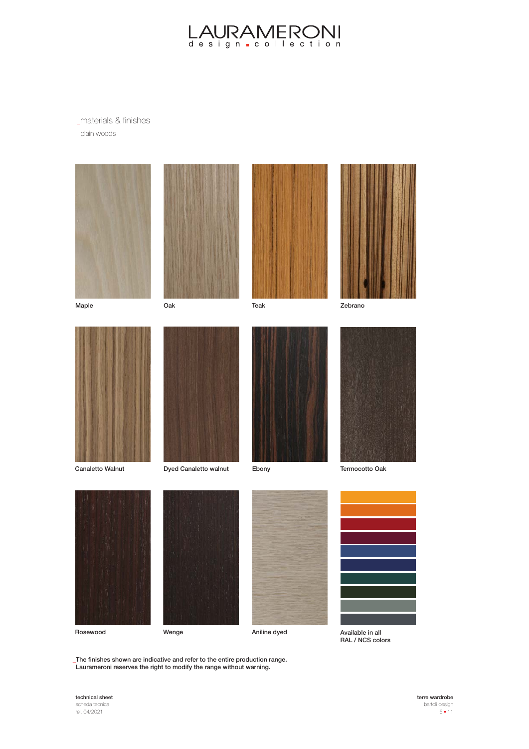# LAURAMERONI
design collection

## _materials & finishes

plain woods

Maple

Oak

Teak

Zebrano

Canaletto Walnut

Dyed Canaletto walnut

Ebony

Termocotto Oak

Rosewood

Wenge

Aniline dyed

Available in all
RAL / NCS colors

_The finishes shown are indicative and refer to the entire production range.
Laurameroni reserves the right to modify the range without warning.

**technical sheet**
scheda tecnica
rel. 04/2021

**terre wardrobe**
bartoli design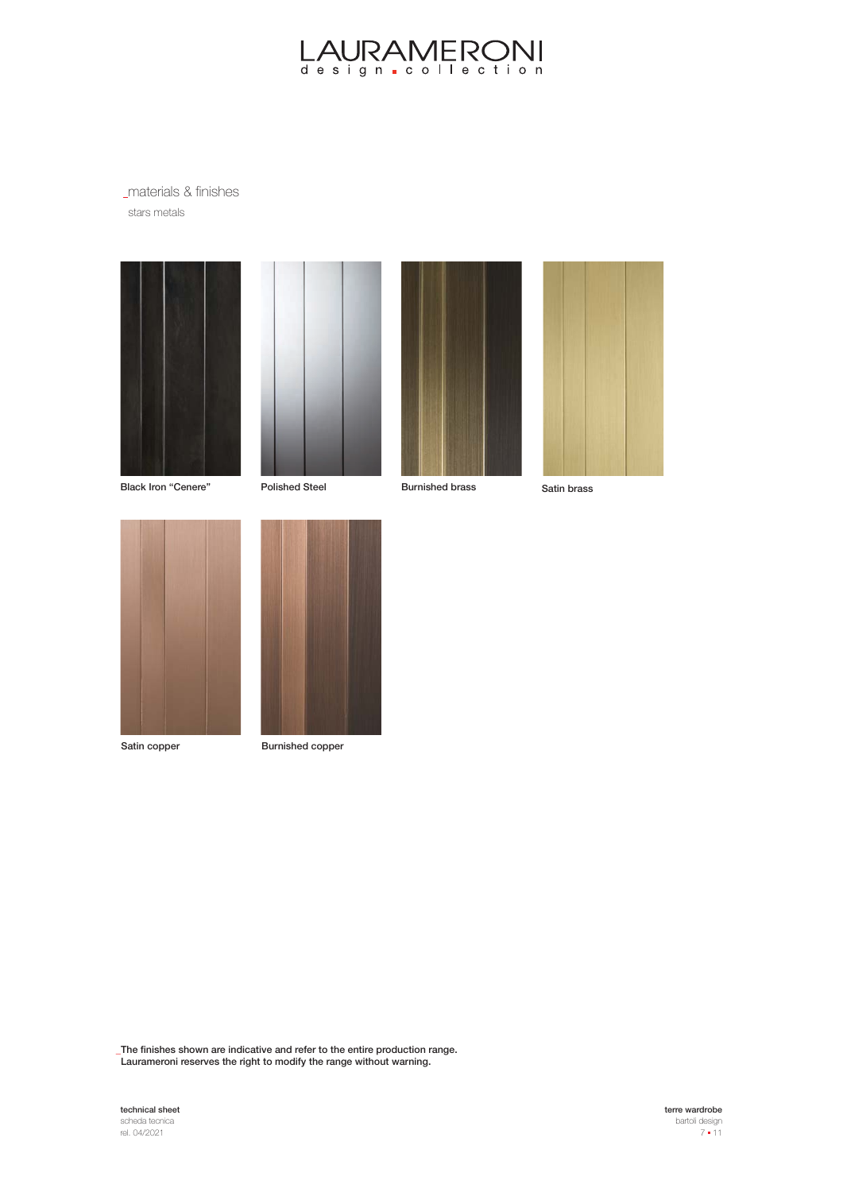## _materials & finishes

stars metals

Black Iron "Cenere"

Polished Steel

Burnished brass

Satin brass

Satin copper

Burnished copper

_The finishes shown are indicative and refer to the entire production range.
Laurameroni reserves the right to modify the range without warning.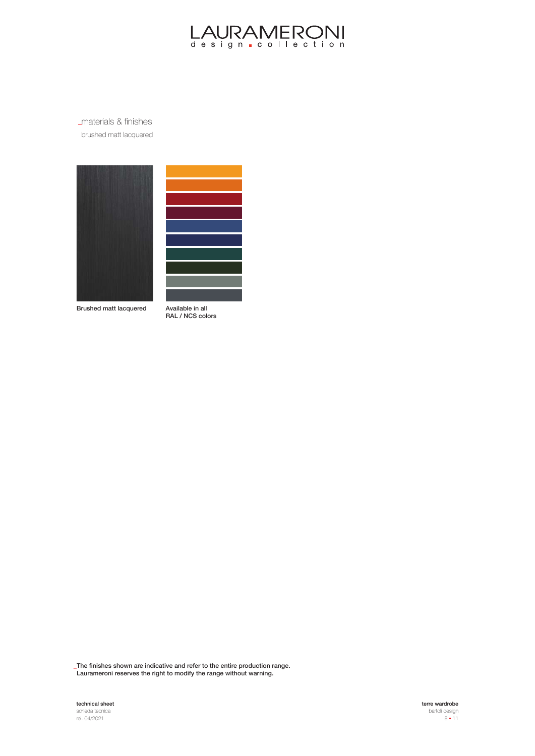## _materials & finishes

brushed matt lacquered

Brushed matt lacquered

Available in all
RAL / NCS colors

_The finishes shown are indicative and refer to the entire production range.
Laurameroni reserves the right to modify the range without warning.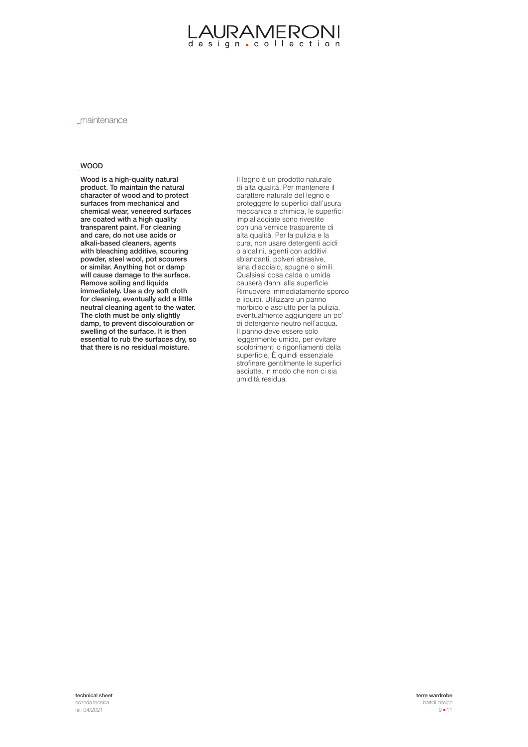_maintenance

## _WOOD

**Wood is a high-quality natural product. To maintain the natural character of wood and to protect surfaces from mechanical and chemical wear, veneered surfaces are coated with a high quality transparent paint. For cleaning and care, do not use acids or alkali-based cleaners, agents with bleaching additive, scouring powder, steel wool, pot scourers or similar. Anything hot or damp will cause damage to the surface. Remove soiling and liquids immediately. Use a dry soft cloth for cleaning, eventually add a little neutral cleaning agent to the water. The cloth must be only slightly damp, to prevent discolouration or swelling of the surface. It is then essential to rub the surfaces dry, so that there is no residual moisture.**

Il legno è un prodotto naturale di alta qualità. Per mantenere il carattere naturale del legno e proteggere le superfici dall'usura meccanica e chimica, le superfici impiallacciate sono rivestite con una vernice trasparente di alta qualità. Per la pulizia e la cura, non usare detergenti acidi o alcalini, agenti con additivi sbiancanti, polveri abrasive, lana d'acciaio, spugne o simili. Qualsiasi cosa calda o umida causerà danni alla superficie. Rimuovere immediatamente sporco e liquidi. Utilizzare un panno morbido e asciutto per la pulizia, eventualmente aggiungere un po' di detergente neutro nell'acqua. Il panno deve essere solo leggermente umido, per evitare scolorimenti o rigonfiamenti della superficie. È quindi essenziale strofinare gentilmente le superfici asciutte, in modo che non ci sia umidità residua.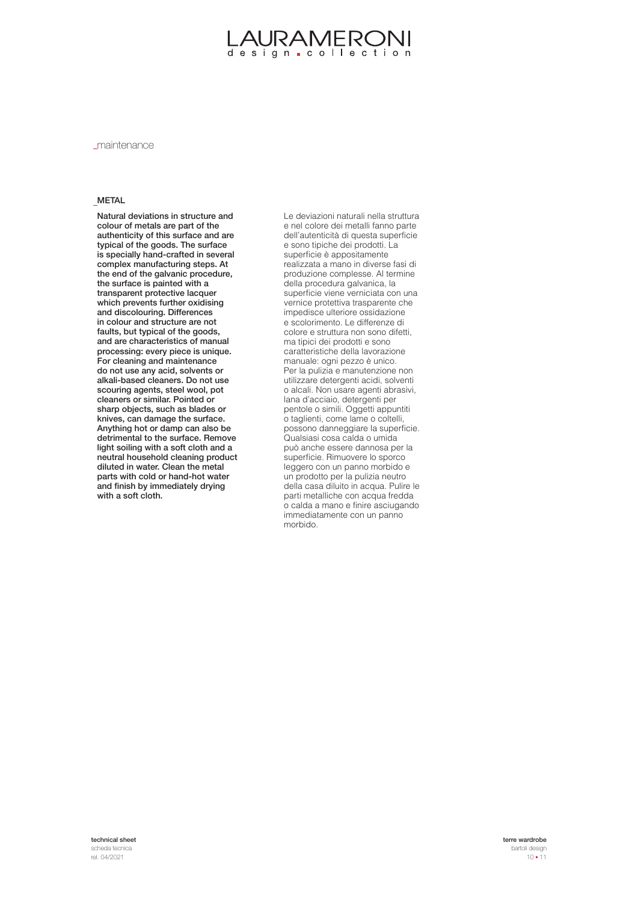_maintenance

## _METAL

**Natural deviations in structure and colour of metals are part of the authenticity of this surface and are typical of the goods. The surface is specially hand-crafted in several complex manufacturing steps. At the end of the galvanic procedure, the surface is painted with a transparent protective lacquer which prevents further oxidising and discolouring. Differences in colour and structure are not faults, but typical of the goods, and are characteristics of manual processing: every piece is unique. For cleaning and maintenance do not use any acid, solvents or alkali-based cleaners. Do not use scouring agents, steel wool, pot cleaners or similar. Pointed or sharp objects, such as blades or knives, can damage the surface. Anything hot or damp can also be detrimental to the surface. Remove light soiling with a soft cloth and a neutral household cleaning product diluted in water. Clean the metal parts with cold or hand-hot water and finish by immediately drying with a soft cloth.**

Le deviazioni naturali nella struttura e nel colore dei metalli fanno parte dell'autenticità di questa superficie e sono tipiche dei prodotti. La superficie è appositamente realizzata a mano in diverse fasi di produzione complesse. Al termine della procedura galvanica, la superficie viene verniciata con una vernice protettiva trasparente che impedisce ulteriore ossidazione e scolorimento. Le differenze di colore e struttura non sono difetti, ma tipici dei prodotti e sono caratteristiche della lavorazione manuale: ogni pezzo è unico. Per la pulizia e manutenzione non utilizzare detergenti acidi, solventi o alcali. Non usare agenti abrasivi, lana d'acciaio, detergenti per pentole o simili. Oggetti appuntiti o taglienti, come lame o coltelli, possono danneggiare la superficie. Qualsiasi cosa calda o umida può anche essere dannosa per la superficie. Rimuovere lo sporco leggero con un panno morbido e un prodotto per la pulizia neutro della casa diluito in acqua. Pulire le parti metalliche con acqua fredda o calda a mano e finire asciugando immediatamente con un panno morbido.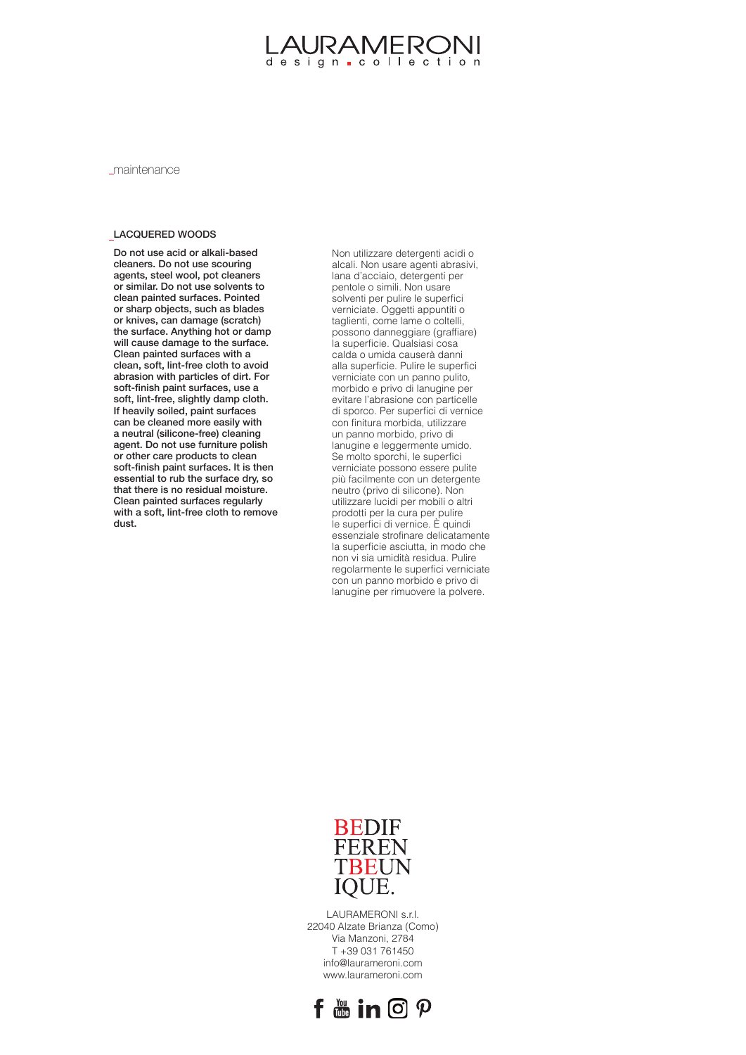LAURAMERONI
design collection

_maintenance

## _LACQUERED WOODS

**Do not use acid or alkali-based cleaners. Do not use scouring agents, steel wool, pot cleaners or similar. Do not use solvents to clean painted surfaces. Pointed or sharp objects, such as blades or knives, can damage (scratch) the surface. Anything hot or damp will cause damage to the surface. Clean painted surfaces with a clean, soft, lint-free cloth to avoid abrasion with particles of dirt. For soft-finish paint surfaces, use a soft, lint-free, slightly damp cloth. If heavily soiled, paint surfaces can be cleaned more easily with a neutral (silicone-free) cleaning agent. Do not use furniture polish or other care products to clean soft-finish paint surfaces. It is then essential to rub the surface dry, so that there is no residual moisture. Clean painted surfaces regularly with a soft, lint-free cloth to remove dust.**

Non utilizzare detergenti acidi o alcali. Non usare agenti abrasivi, lana d'acciaio, detergenti per pentole o simili. Non usare solventi per pulire le superfici verniciate. Oggetti appuntiti o taglienti, come lame o coltelli, possono danneggiare (graffiare) la superficie. Qualsiasi cosa calda o umida causerà danni alla superficie. Pulire le superfici verniciate con un panno pulito, morbido e privo di lanugine per evitare l'abrasione con particelle di sporco. Per superfici di vernice con finitura morbida, utilizzare un panno morbido, privo di lanugine e leggermente umido. Se molto sporchi, le superfici verniciate possono essere pulite più facilmente con un detergente neutro (privo di silicone). Non utilizzare lucidi per mobili o altri prodotti per la cura per pulire le superfici di vernice. È quindi essenziale strofinare delicatamente la superficie asciutta, in modo che non vi sia umidità residua. Pulire regolarmente le superfici verniciate con un panno morbido e privo di lanugine per rimuovere la polvere.

BEDIF
FEREN
TBEUN
IQUE.

LAURAMERONI s.r.l.
22040 Alzate Brianza (Como)
Via Manzoni, 2784
T +39 031 761450
info@laurameroni.com
www.laurameroni.com